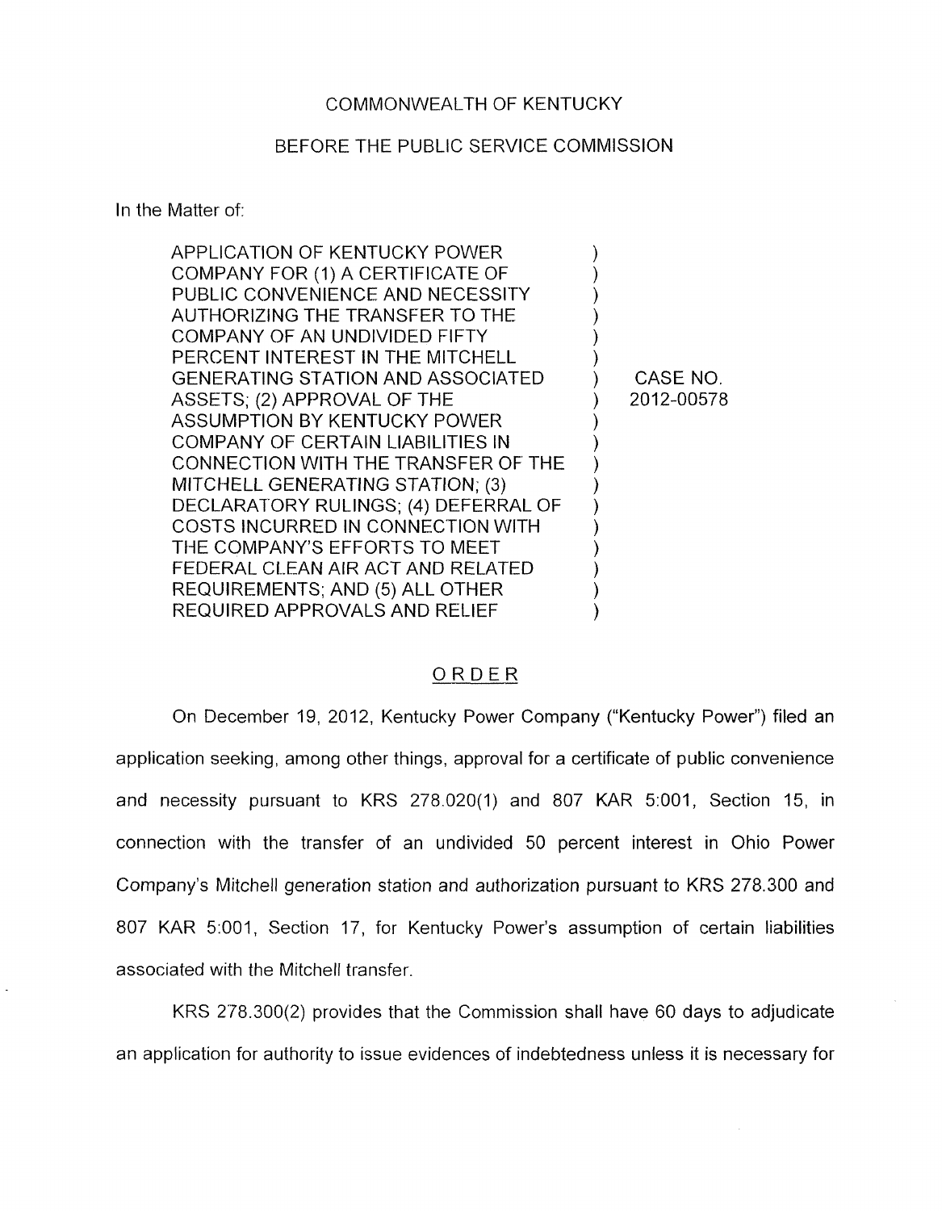COMMONWEALTH OF KENTUCKY

BEFORE THE PUBLIC SERVICE COMMISSION

In the Matter of:

| | | |
|---|---|---|
| APPLICATION OF KENTUCKY POWER COMPANY FOR (1) A CERTIFICATE OF PUBLIC CONVENIENCE AND NECESSITY AUTHORIZING THE TRANSFER TO THE COMPANY OF AN UNDIVIDED FIFTY PERCENT INTEREST IN THE MITCHELL GENERATING STATION AND ASSOCIATED ASSETS; (2) APPROVAL OF THE ASSUMPTION BY KENTUCKY POWER COMPANY OF CERTAIN LIABILITIES IN CONNECTION WITH THE TRANSFER OF THE MITCHELL GENERATING STATION; (3) DECLARATORY RULINGS; (4) DEFERRAL OF COSTS INCURRED IN CONNECTION WITH THE COMPANY'S EFFORTS TO MEET FEDERAL CLEAN AIR ACT AND RELATED REQUIREMENTS; AND (5) ALL OTHER REQUIRED APPROVALS AND RELIEF | ) | CASE NO. 2012-00578 |

## ORDER

On December 19, 2012, Kentucky Power Company ("Kentucky Power") filed an application seeking, among other things, approval for a certificate of public convenience and necessity pursuant to KRS 278.020(1) and 807 KAR 5:001, Section 15, in connection with the transfer of an undivided 50 percent interest in Ohio Power Company's Mitchell generation station and authorization pursuant to KRS 278.300 and 807 KAR 5:001, Section 17, for Kentucky Power's assumption of certain liabilities associated with the Mitchell transfer.

KRS 278.300(2) provides that the Commission shall have 60 days to adjudicate an application for authority to issue evidences of indebtedness unless it is necessary for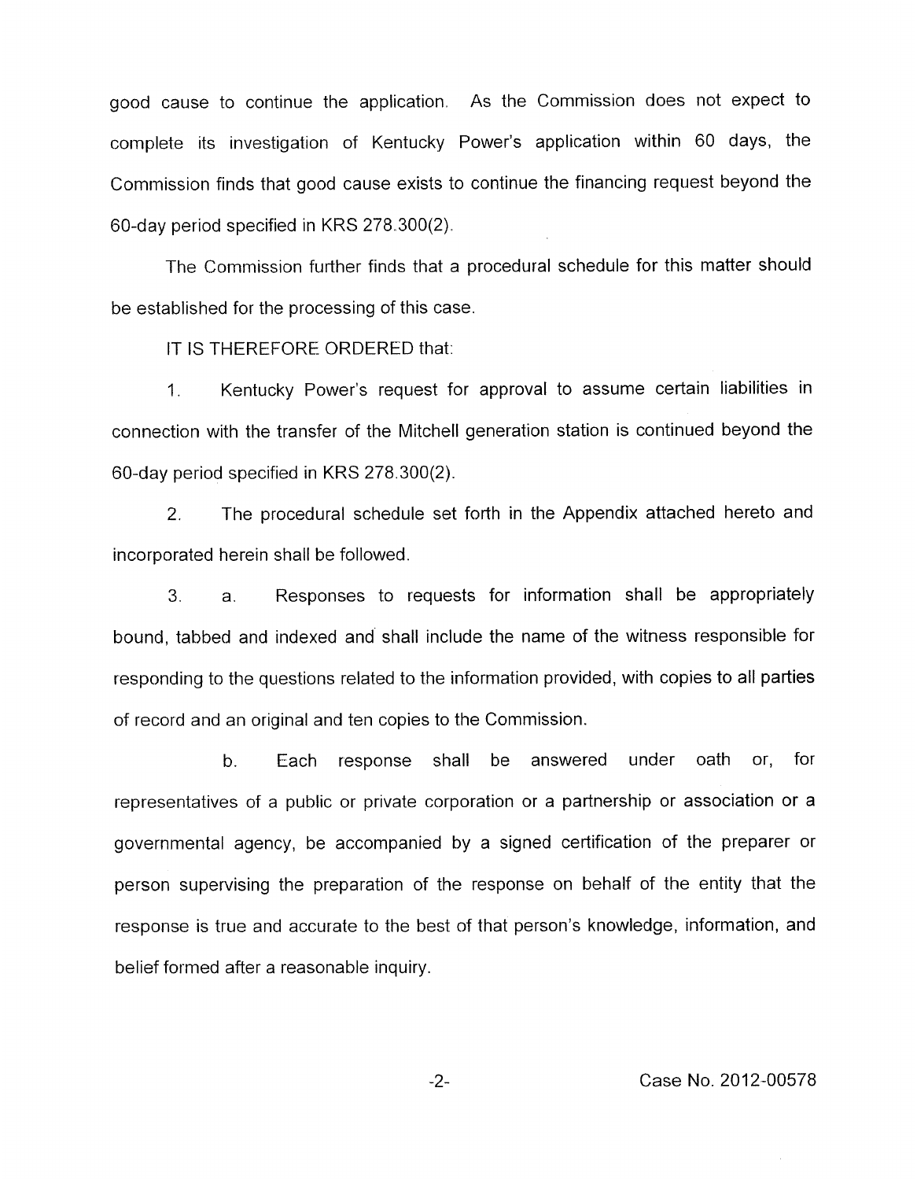good cause to continue the application. As the Commission does not expect to complete its investigation of Kentucky Power's application within 60 days, the Commission finds that good cause exists to continue the financing request beyond the 60-day period specified in KRS 278.300(2).

The Commission further finds that a procedural schedule for this matter should be established for the processing of this case.

IT IS THEREFORE ORDERED that:

1. Kentucky Power's request for approval to assume certain liabilities in connection with the transfer of the Mitchell generation station is continued beyond the 60-day period specified in KRS 278.300(2).

2. The procedural schedule set forth in the Appendix attached hereto and incorporated herein shall be followed.

3. a. Responses to requests for information shall be appropriately bound, tabbed and indexed and shall include the name of the witness responsible for responding to the questions related to the information provided, with copies to all parties of record and an original and ten copies to the Commission.

b. Each response shall be answered under oath or, for representatives of a public or private corporation or a partnership or association or a governmental agency, be accompanied by a signed certification of the preparer or person supervising the preparation of the response on behalf of the entity that the response is true and accurate to the best of that person's knowledge, information, and belief formed after a reasonable inquiry.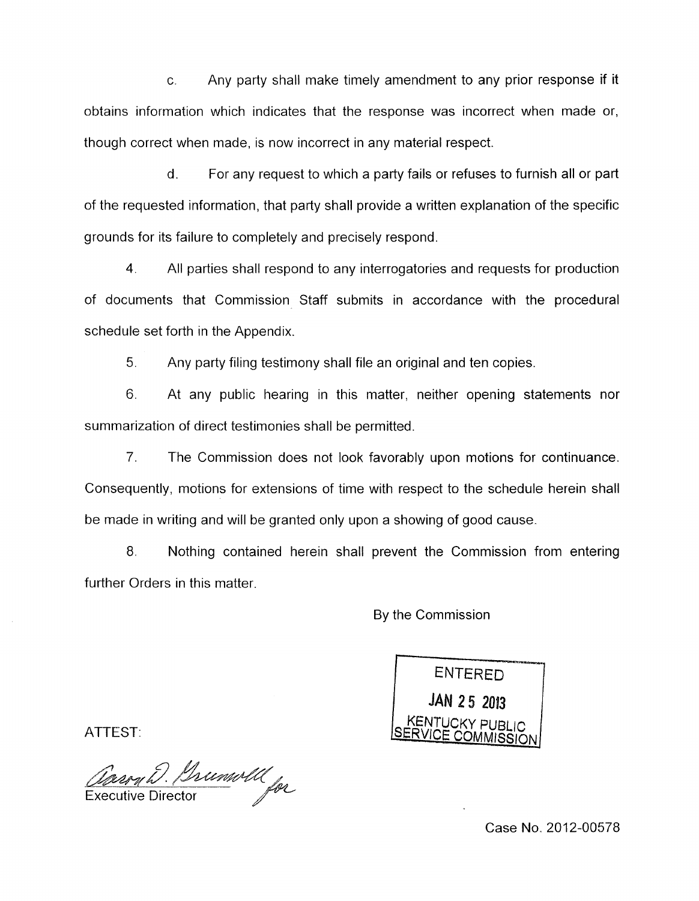c. Any party shall make timely amendment to any prior response if it obtains information which indicates that the response was incorrect when made or, though correct when made, is now incorrect in any material respect.

d. For any request to which a party fails or refuses to furnish all or part of the requested information, that party shall provide a written explanation of the specific grounds for its failure to completely and precisely respond.

4. All parties shall respond to any interrogatories and requests for production of documents that Commission Staff submits in accordance with the procedural schedule set forth in the Appendix.

5. Any party filing testimony shall file an original and ten copies.

6. At any public hearing in this matter, neither opening statements nor summarization of direct testimonies shall be permitted.

7. The Commission does not look favorably upon motions for continuance. Consequently, motions for extensions of time with respect to the schedule herein shall be made in writing and will be granted only upon a showing of good cause.

8. Nothing contained herein shall prevent the Commission from entering further Orders in this matter.

By the Commission

ENTERED
JAN 25 2013
KENTUCKY PUBLIC SERVICE COMMISSION

ATTEST:

Aaron D. Greenwell for
Executive Director

Case No. 2012-00578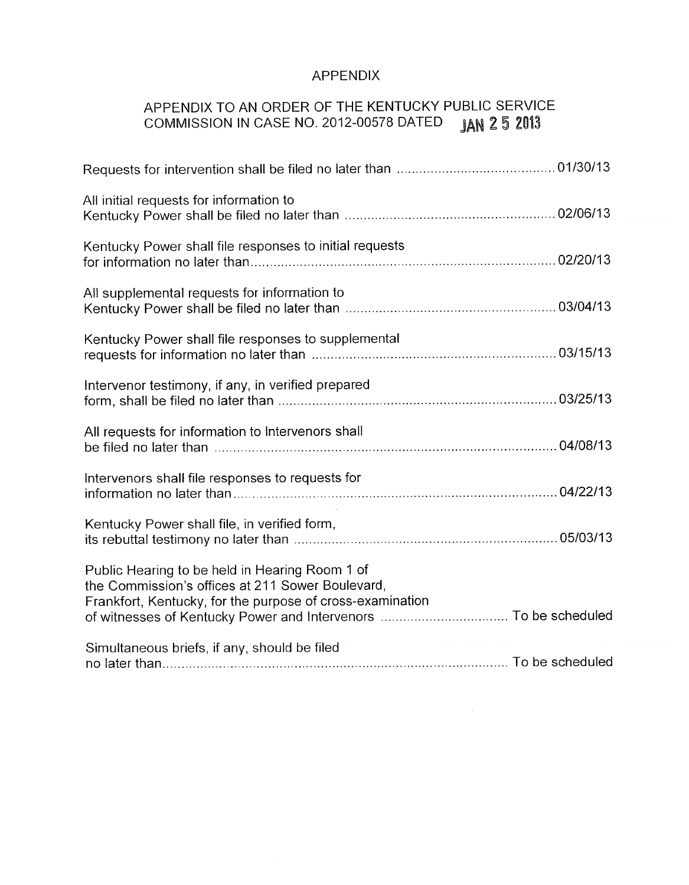# APPENDIX

## APPENDIX TO AN ORDER OF THE KENTUCKY PUBLIC SERVICE COMMISSION IN CASE NO. 2012-00578 DATED JAN 25 2013

Requests for intervention shall be filed no later than .......................................... 01/30/13

All initial requests for information to Kentucky Power shall be filed no later than ........................................................ 02/06/13

Kentucky Power shall file responses to initial requests for information no later than ................................................................................. 02/20/13

All supplemental requests for information to Kentucky Power shall be filed no later than ........................................................ 03/04/13

Kentucky Power shall file responses to supplemental requests for information no later than .................................................................. 03/15/13

Intervenor testimony, if any, in verified prepared form, shall be filed no later than ........................................................................... 03/25/13

All requests for information to Intervenors shall be filed no later than ............................................................................................ 04/08/13

Intervenors shall file responses to requests for information no later than ..................................................................................... 04/22/13

Kentucky Power shall file, in verified form, its rebuttal testimony no later than ...................................................................... 05/03/13

Public Hearing to be held in Hearing Room 1 of the Commission's offices at 211 Sower Boulevard, Frankfort, Kentucky, for the purpose of cross-examination of witnesses of Kentucky Power and Intervenors .................................. To be scheduled

Simultaneous briefs, if any, should be filed no later than ............................................................................................ To be scheduled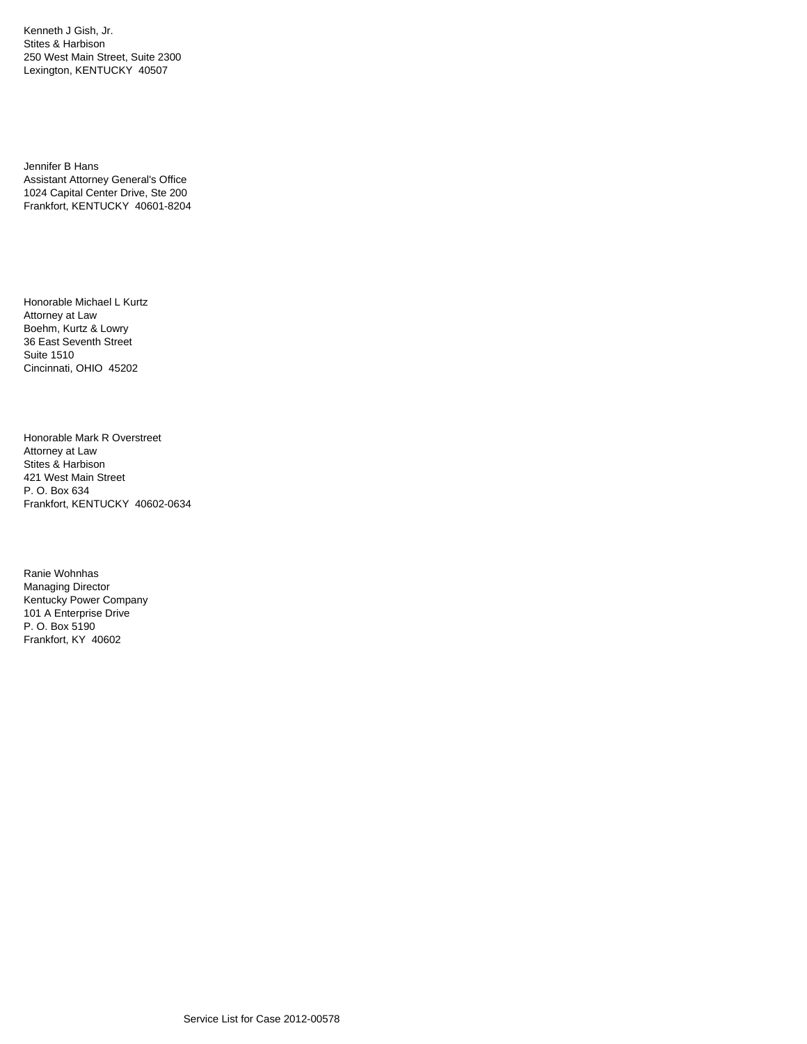Kenneth J Gish, Jr.
Stites & Harbison
250 West Main Street, Suite 2300
Lexington, KENTUCKY 40507

Jennifer B Hans
Assistant Attorney General's Office
1024 Capital Center Drive, Ste 200
Frankfort, KENTUCKY 40601-8204

Honorable Michael L Kurtz
Attorney at Law
Boehm, Kurtz & Lowry
36 East Seventh Street
Suite 1510
Cincinnati, OHIO 45202

Honorable Mark R Overstreet
Attorney at Law
Stites & Harbison
421 West Main Street
P. O. Box 634
Frankfort, KENTUCKY 40602-0634

Ranie Wohnhas
Managing Director
Kentucky Power Company
101 A Enterprise Drive
P. O. Box 5190
Frankfort, KY 40602

Service List for Case 2012-00578